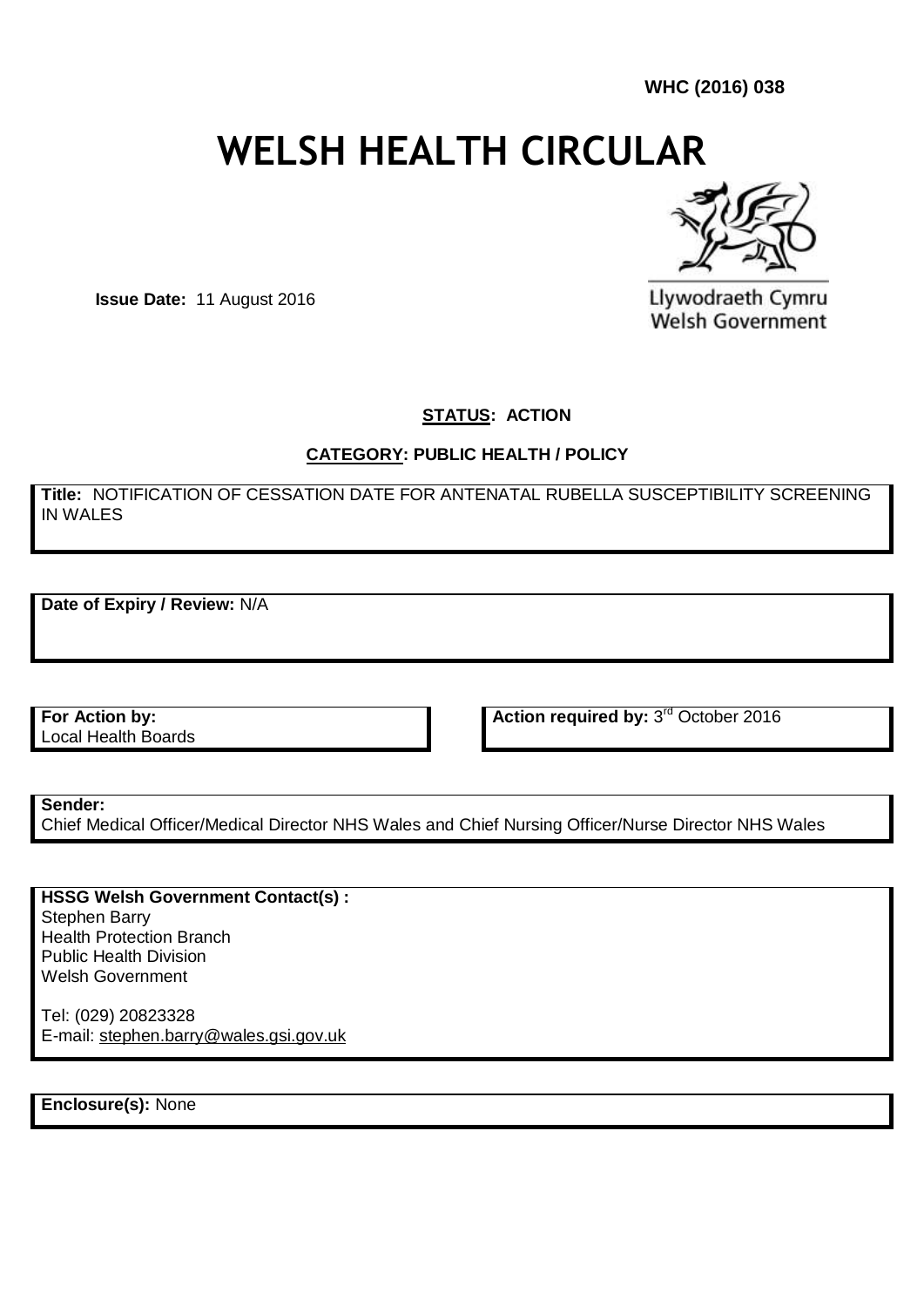**WHC (2016) 038**

# WELSH HEALTH CIRCULAR

Llywodraeth Cymru
Welsh Government

**Issue Date:** 11 August 2016

**STATUS: ACTION**

**CATEGORY: PUBLIC HEALTH / POLICY**

**Title:** NOTIFICATION OF CESSATION DATE FOR ANTENATAL RUBELLA SUSCEPTIBILITY SCREENING IN WALES

**Date of Expiry / Review:** N/A

**For Action by:**
Local Health Boards

**Action required by:** 3rd October 2016

**Sender:**
Chief Medical Officer/Medical Director NHS Wales and Chief Nursing Officer/Nurse Director NHS Wales

**HSSG Welsh Government Contact(s) :**
Stephen Barry
Health Protection Branch
Public Health Division
Welsh Government

Tel: (029) 20823328
E-mail: stephen.barry@wales.gsi.gov.uk

**Enclosure(s):** None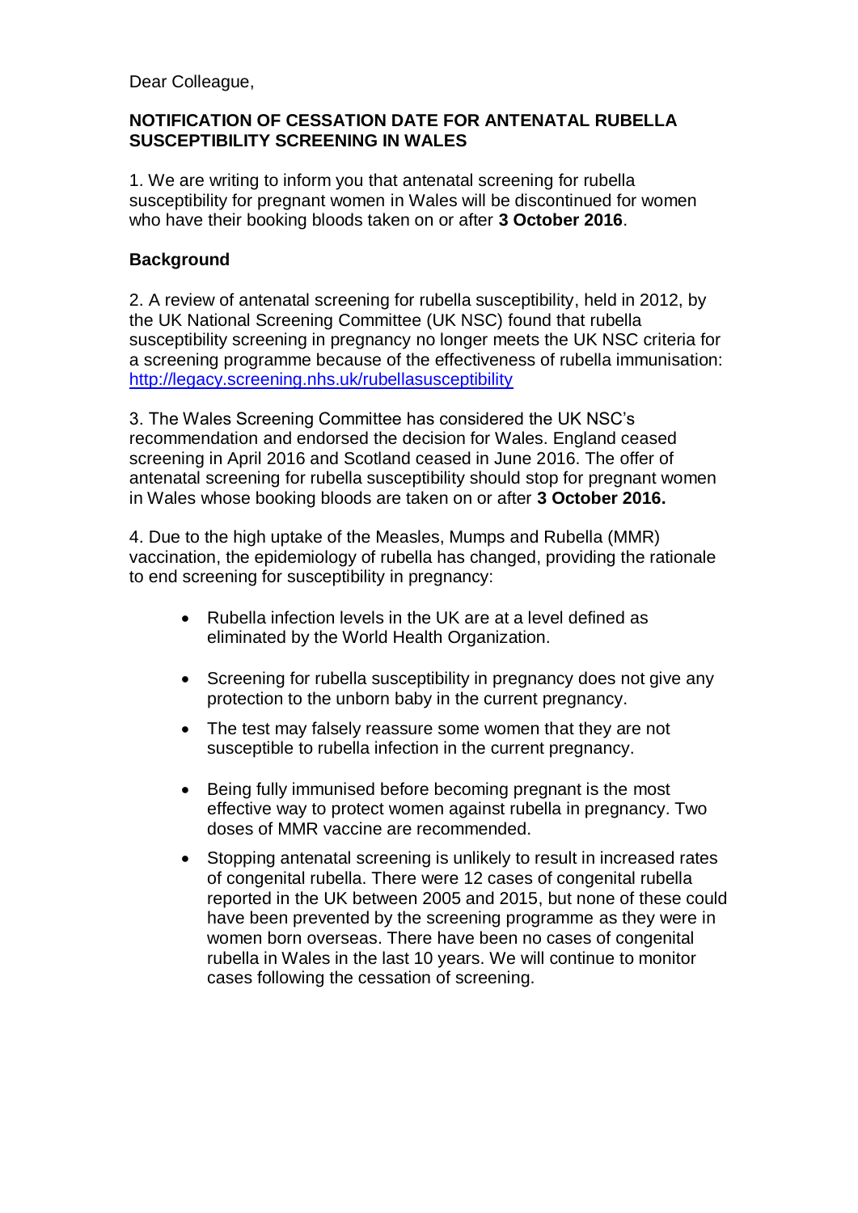Dear Colleague,

**NOTIFICATION OF CESSATION DATE FOR ANTENATAL RUBELLA SUSCEPTIBILITY SCREENING IN WALES**

1. We are writing to inform you that antenatal screening for rubella susceptibility for pregnant women in Wales will be discontinued for women who have their booking bloods taken on or after **3 October 2016**.

**Background**

2. A review of antenatal screening for rubella susceptibility, held in 2012, by the UK National Screening Committee (UK NSC) found that rubella susceptibility screening in pregnancy no longer meets the UK NSC criteria for a screening programme because of the effectiveness of rubella immunisation: [http://legacy.screening.nhs.uk/rubellasusceptibility](http://legacy.screening.nhs.uk/rubellasusceptibility)

3. The Wales Screening Committee has considered the UK NSC's recommendation and endorsed the decision for Wales. England ceased screening in April 2016 and Scotland ceased in June 2016. The offer of antenatal screening for rubella susceptibility should stop for pregnant women in Wales whose booking bloods are taken on or after **3 October 2016.**

4. Due to the high uptake of the Measles, Mumps and Rubella (MMR) vaccination, the epidemiology of rubella has changed, providing the rationale to end screening for susceptibility in pregnancy:

- Rubella infection levels in the UK are at a level defined as eliminated by the World Health Organization.
- Screening for rubella susceptibility in pregnancy does not give any protection to the unborn baby in the current pregnancy.
- The test may falsely reassure some women that they are not susceptible to rubella infection in the current pregnancy.
- Being fully immunised before becoming pregnant is the most effective way to protect women against rubella in pregnancy. Two doses of MMR vaccine are recommended.
- Stopping antenatal screening is unlikely to result in increased rates of congenital rubella. There were 12 cases of congenital rubella reported in the UK between 2005 and 2015, but none of these could have been prevented by the screening programme as they were in women born overseas. There have been no cases of congenital rubella in Wales in the last 10 years. We will continue to monitor cases following the cessation of screening.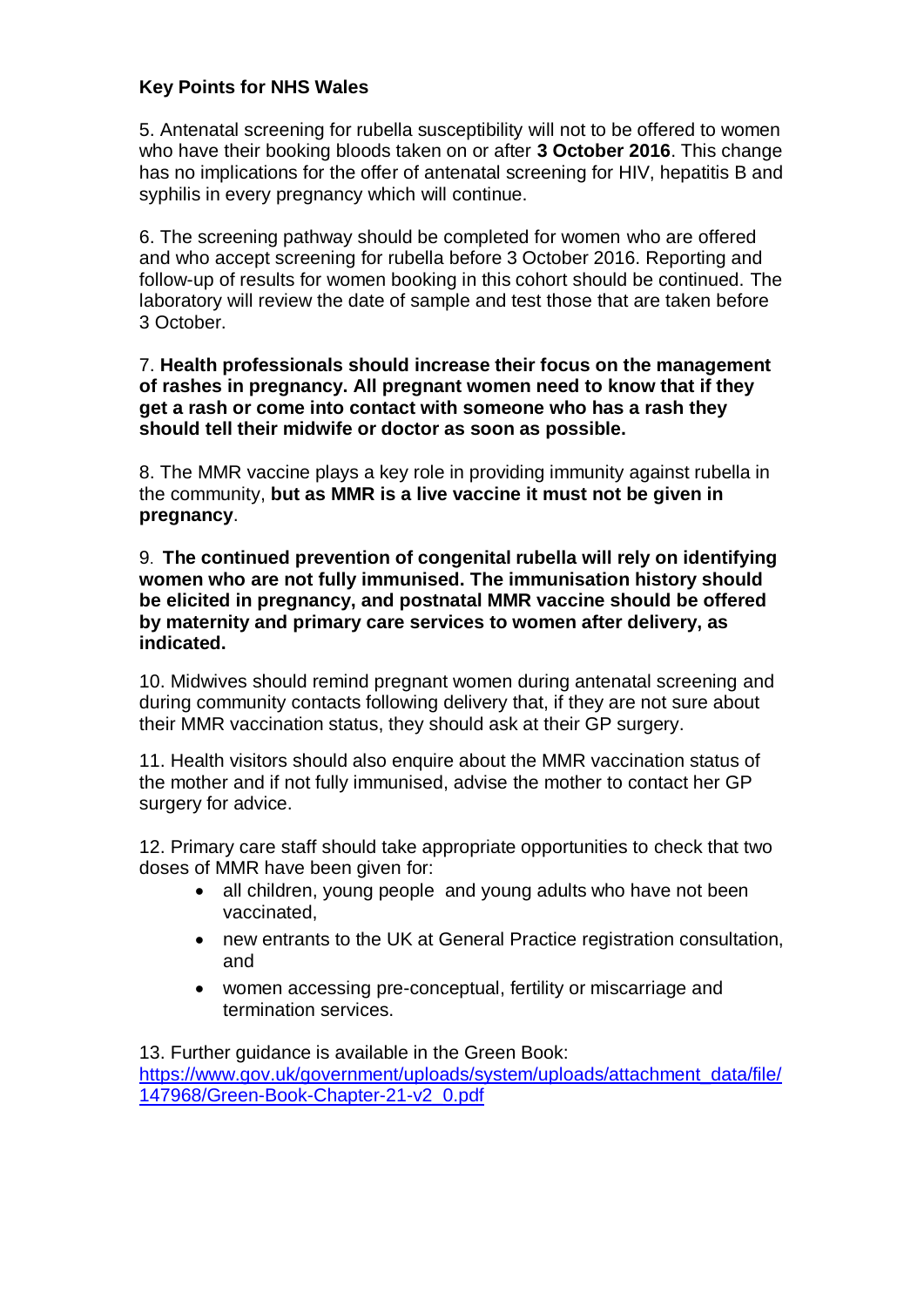**Key Points for NHS Wales**

5. Antenatal screening for rubella susceptibility will not to be offered to women who have their booking bloods taken on or after **3 October 2016**. This change has no implications for the offer of antenatal screening for HIV, hepatitis B and syphilis in every pregnancy which will continue.

6. The screening pathway should be completed for women who are offered and who accept screening for rubella before 3 October 2016. Reporting and follow-up of results for women booking in this cohort should be continued. The laboratory will review the date of sample and test those that are taken before 3 October.

7. **Health professionals should increase their focus on the management of rashes in pregnancy. All pregnant women need to know that if they get a rash or come into contact with someone who has a rash they should tell their midwife or doctor as soon as possible.**

8. The MMR vaccine plays a key role in providing immunity against rubella in the community, **but as MMR is a live vaccine it must not be given in pregnancy**.

9. **The continued prevention of congenital rubella will rely on identifying women who are not fully immunised. The immunisation history should be elicited in pregnancy, and postnatal MMR vaccine should be offered by maternity and primary care services to women after delivery, as indicated.**

10. Midwives should remind pregnant women during antenatal screening and during community contacts following delivery that, if they are not sure about their MMR vaccination status, they should ask at their GP surgery.

11. Health visitors should also enquire about the MMR vaccination status of the mother and if not fully immunised, advise the mother to contact her GP surgery for advice.

12. Primary care staff should take appropriate opportunities to check that two doses of MMR have been given for:

- all children, young people and young adults who have not been vaccinated,
- new entrants to the UK at General Practice registration consultation, and
- women accessing pre-conceptual, fertility or miscarriage and termination services.

13. Further guidance is available in the Green Book: https://www.gov.uk/government/uploads/system/uploads/attachment_data/file/147968/Green-Book-Chapter-21-v2_0.pdf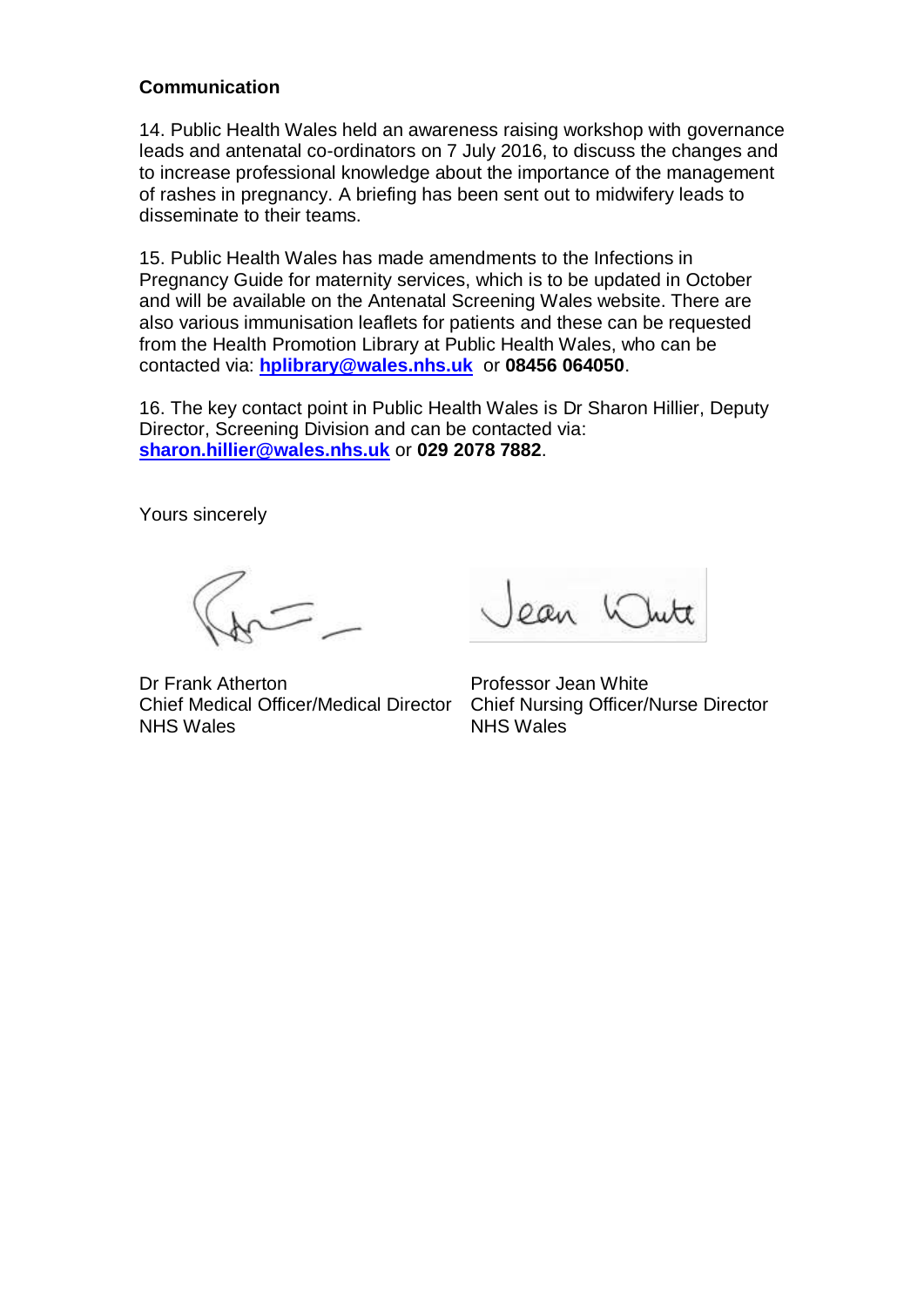**Communication**

14. Public Health Wales held an awareness raising workshop with governance leads and antenatal co-ordinators on 7 July 2016, to discuss the changes and to increase professional knowledge about the importance of the management of rashes in pregnancy. A briefing has been sent out to midwifery leads to disseminate to their teams.

15. Public Health Wales has made amendments to the Infections in Pregnancy Guide for maternity services, which is to be updated in October and will be available on the Antenatal Screening Wales website. There are also various immunisation leaflets for patients and these can be requested from the Health Promotion Library at Public Health Wales, who can be contacted via: **hplibrary@wales.nhs.uk** or **08456 064050**.

16. The key contact point in Public Health Wales is Dr Sharon Hillier, Deputy Director, Screening Division and can be contacted via: **sharon.hillier@wales.nhs.uk** or **029 2078 7882**.

Yours sincerely

Dr Frank Atherton
Chief Medical Officer/Medical Director
NHS Wales

Professor Jean White
Chief Nursing Officer/Nurse Director
NHS Wales